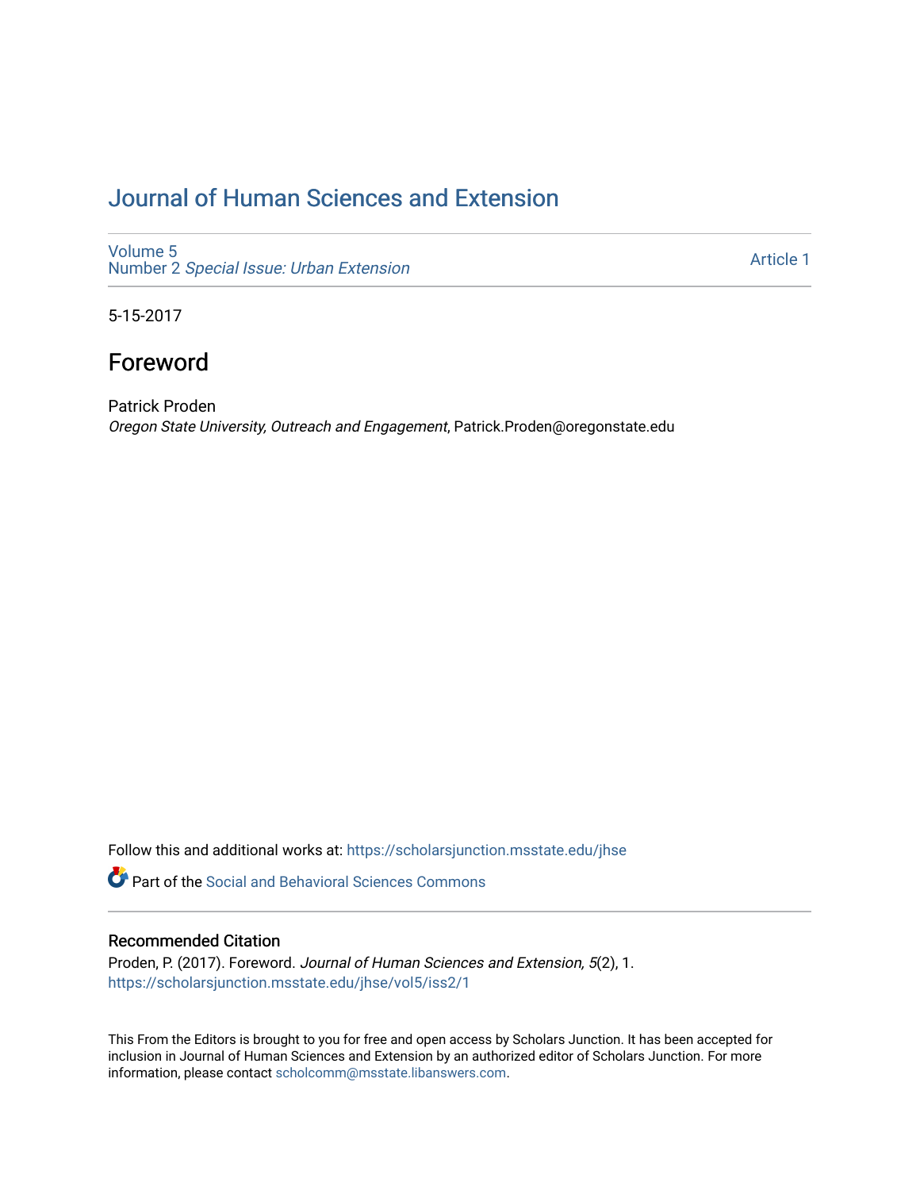# Journal of Human Sciences and Extension

Volume 5
Number 2 *Special Issue: Urban Extension*

Article 1

5-15-2017

## Foreword

Patrick Proden
*Oregon State University, Outreach and Engagement*, Patrick.Proden@oregonstate.edu

Follow this and additional works at: https://scholarsjunction.msstate.edu/jhse

Part of the Social and Behavioral Sciences Commons

### Recommended Citation

Proden, P. (2017). Foreword. *Journal of Human Sciences and Extension, 5*(2), 1.
https://scholarsjunction.msstate.edu/jhse/vol5/iss2/1

This From the Editors is brought to you for free and open access by Scholars Junction. It has been accepted for inclusion in Journal of Human Sciences and Extension by an authorized editor of Scholars Junction. For more information, please contact scholcomm@msstate.libanswers.com.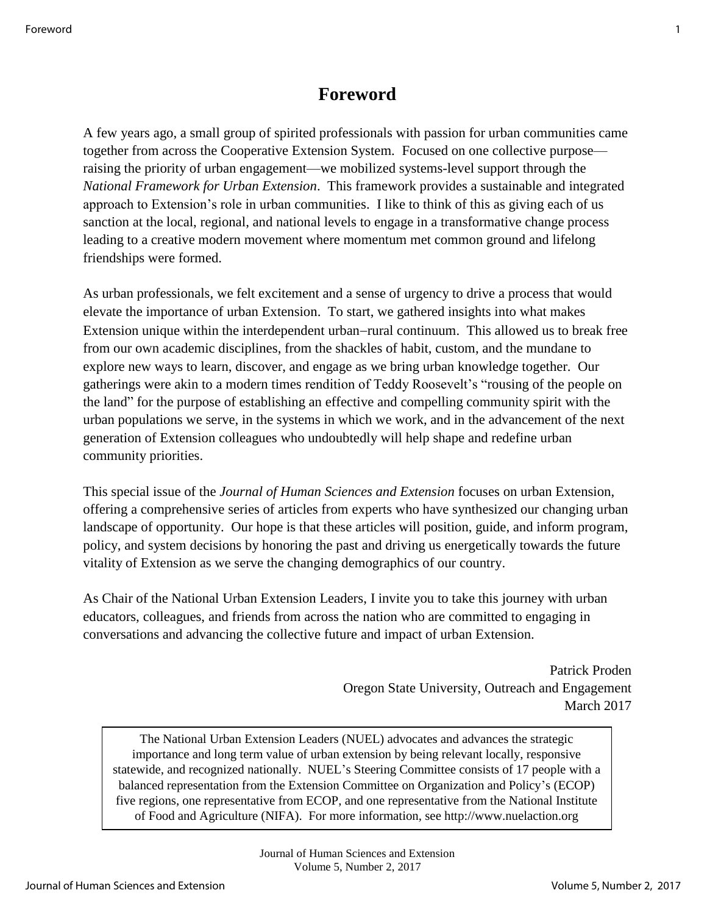# Foreword

A few years ago, a small group of spirited professionals with passion for urban communities came together from across the Cooperative Extension System. Focused on one collective purpose—raising the priority of urban engagement—we mobilized systems-level support through the *National Framework for Urban Extension*. This framework provides a sustainable and integrated approach to Extension's role in urban communities. I like to think of this as giving each of us sanction at the local, regional, and national levels to engage in a transformative change process leading to a creative modern movement where momentum met common ground and lifelong friendships were formed.

As urban professionals, we felt excitement and a sense of urgency to drive a process that would elevate the importance of urban Extension. To start, we gathered insights into what makes Extension unique within the interdependent urban–rural continuum. This allowed us to break free from our own academic disciplines, from the shackles of habit, custom, and the mundane to explore new ways to learn, discover, and engage as we bring urban knowledge together. Our gatherings were akin to a modern times rendition of Teddy Roosevelt's "rousing of the people on the land" for the purpose of establishing an effective and compelling community spirit with the urban populations we serve, in the systems in which we work, and in the advancement of the next generation of Extension colleagues who undoubtedly will help shape and redefine urban community priorities.

This special issue of the *Journal of Human Sciences and Extension* focuses on urban Extension, offering a comprehensive series of articles from experts who have synthesized our changing urban landscape of opportunity. Our hope is that these articles will position, guide, and inform program, policy, and system decisions by honoring the past and driving us energetically towards the future vitality of Extension as we serve the changing demographics of our country.

As Chair of the National Urban Extension Leaders, I invite you to take this journey with urban educators, colleagues, and friends from across the nation who are committed to engaging in conversations and advancing the collective future and impact of urban Extension.

Patrick Proden
Oregon State University, Outreach and Engagement
March 2017

The National Urban Extension Leaders (NUEL) advocates and advances the strategic importance and long term value of urban extension by being relevant locally, responsive statewide, and recognized nationally. NUEL's Steering Committee consists of 17 people with a balanced representation from the Extension Committee on Organization and Policy's (ECOP) five regions, one representative from ECOP, and one representative from the National Institute of Food and Agriculture (NIFA). For more information, see http://www.nuelaction.org